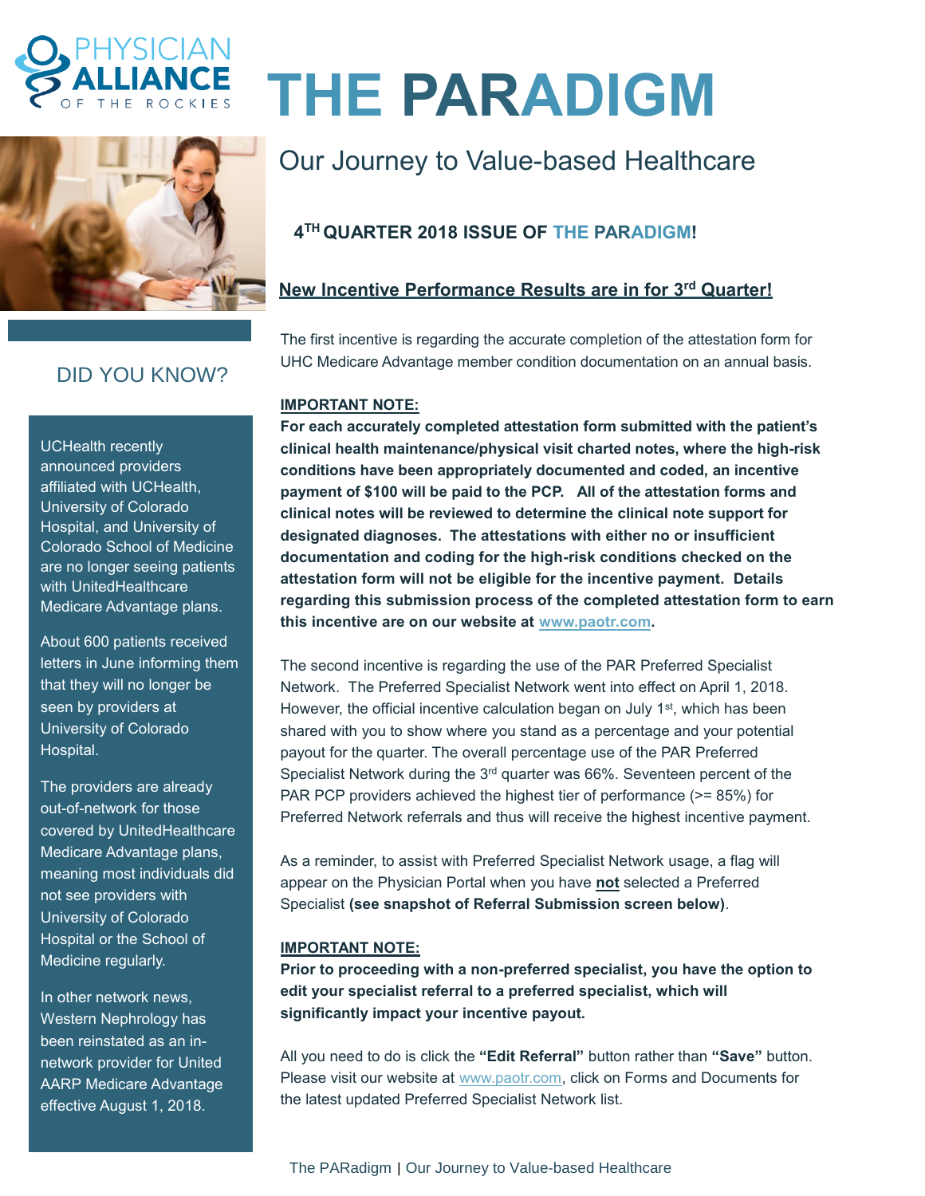# THE PARADIGM

## Our Journey to Value-based Healthcare

### 4TH QUARTER 2018 ISSUE OF THE PARADIGM!

### New Incentive Performance Results are in for 3rd Quarter!

The first incentive is regarding the accurate completion of the attestation form for UHC Medicare Advantage member condition documentation on an annual basis.

**IMPORTANT NOTE:**

**For each accurately completed attestation form submitted with the patient's clinical health maintenance/physical visit charted notes, where the high-risk conditions have been appropriately documented and coded, an incentive payment of $100 will be paid to the PCP. All of the attestation forms and clinical notes will be reviewed to determine the clinical note support for designated diagnoses. The attestations with either no or insufficient documentation and coding for the high-risk conditions checked on the attestation form will not be eligible for the incentive payment. Details regarding this submission process of the completed attestation form to earn this incentive are on our website at www.paotr.com.**

The second incentive is regarding the use of the PAR Preferred Specialist Network. The Preferred Specialist Network went into effect on April 1, 2018. However, the official incentive calculation began on July 1st, which has been shared with you to show where you stand as a percentage and your potential payout for the quarter. The overall percentage use of the PAR Preferred Specialist Network during the 3rd quarter was 66%. Seventeen percent of the PAR PCP providers achieved the highest tier of performance (>= 85%) for Preferred Network referrals and thus will receive the highest incentive payment.

As a reminder, to assist with Preferred Specialist Network usage, a flag will appear on the Physician Portal when you have **not** selected a Preferred Specialist **(see snapshot of Referral Submission screen below)**.

**IMPORTANT NOTE:**

**Prior to proceeding with a non-preferred specialist, you have the option to edit your specialist referral to a preferred specialist, which will significantly impact your incentive payout.**

All you need to do is click the **"Edit Referral"** button rather than **"Save"** button. Please visit our website at www.paotr.com, click on Forms and Documents for the latest updated Preferred Specialist Network list.

## DID YOU KNOW?

UCHealth recently announced providers affiliated with UCHealth, University of Colorado Hospital, and University of Colorado School of Medicine are no longer seeing patients with UnitedHealthcare Medicare Advantage plans.

About 600 patients received letters in June informing them that they will no longer be seen by providers at University of Colorado Hospital.

The providers are already out-of-network for those covered by UnitedHealthcare Medicare Advantage plans, meaning most individuals did not see providers with University of Colorado Hospital or the School of Medicine regularly.

In other network news, Western Nephrology has been reinstated as an in-network provider for United AARP Medicare Advantage effective August 1, 2018.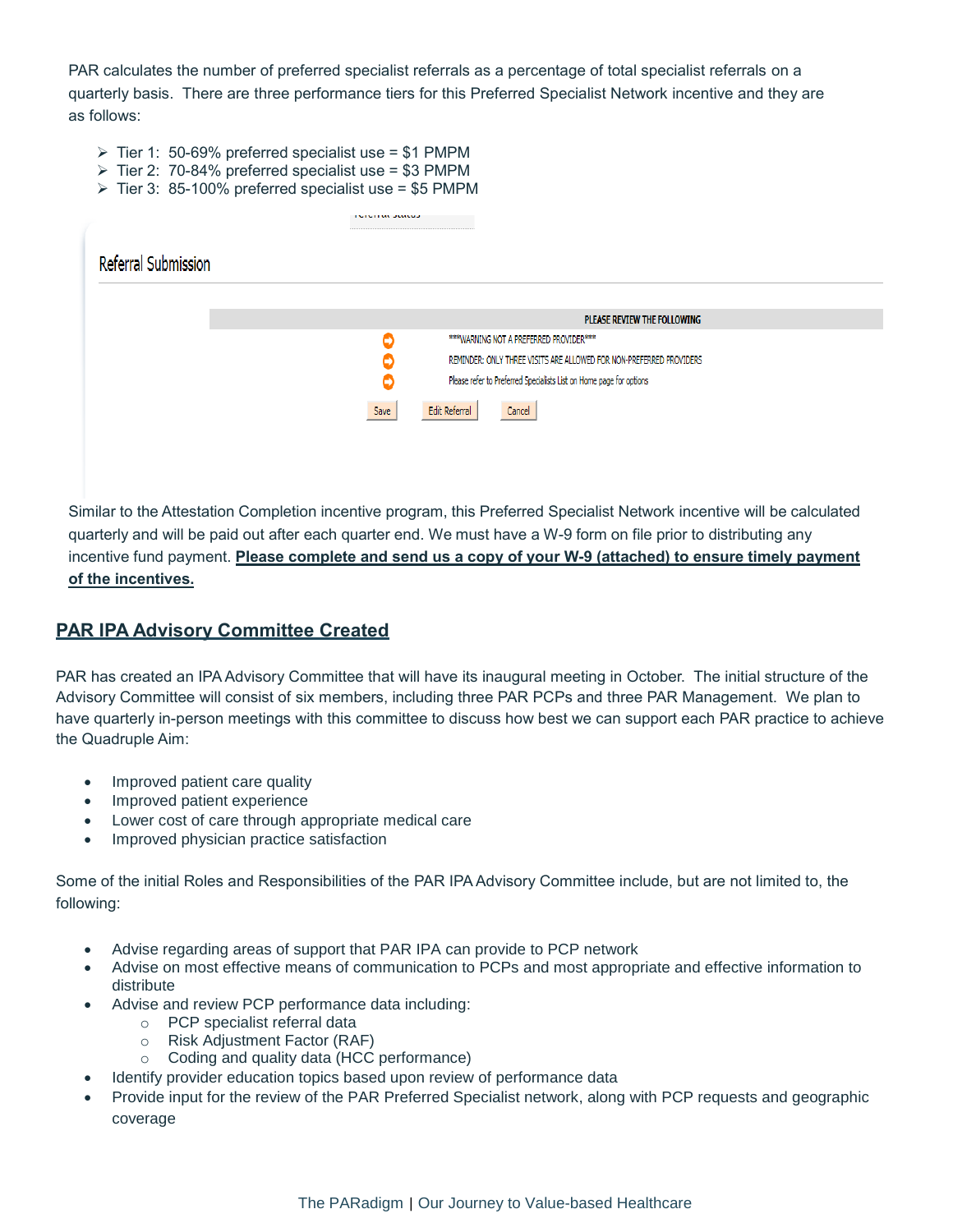PAR calculates the number of preferred specialist referrals as a percentage of total specialist referrals on a quarterly basis. There are three performance tiers for this Preferred Specialist Network incentive and they are as follows:

- Tier 1: 50-69% preferred specialist use = $1 PMPM
- Tier 2: 70-84% preferred specialist use = $3 PMPM
- Tier 3: 85-100% preferred specialist use = $5 PMPM

Referral Submission

PLEASE REVIEW THE FOLLOWING

- ***WARNING NOT A PREFERRED PROVIDER***
- REMINDER: ONLY THREE VISITS ARE ALLOWED FOR NON-PREFERRED PROVIDERS
- Please refer to Preferred Specialists List on Home page for options

Save | Edit Referral | Cancel

Similar to the Attestation Completion incentive program, this Preferred Specialist Network incentive will be calculated quarterly and will be paid out after each quarter end. We must have a W-9 form on file prior to distributing any incentive fund payment. **Please complete and send us a copy of your W-9 (attached) to ensure timely payment of the incentives.**

## PAR IPA Advisory Committee Created

PAR has created an IPA Advisory Committee that will have its inaugural meeting in October. The initial structure of the Advisory Committee will consist of six members, including three PAR PCPs and three PAR Management. We plan to have quarterly in-person meetings with this committee to discuss how best we can support each PAR practice to achieve the Quadruple Aim:

- Improved patient care quality
- Improved patient experience
- Lower cost of care through appropriate medical care
- Improved physician practice satisfaction

Some of the initial Roles and Responsibilities of the PAR IPA Advisory Committee include, but are not limited to, the following:

- Advise regarding areas of support that PAR IPA can provide to PCP network
- Advise on most effective means of communication to PCPs and most appropriate and effective information to distribute
- Advise and review PCP performance data including:
  - PCP specialist referral data
  - Risk Adjustment Factor (RAF)
  - Coding and quality data (HCC performance)
- Identify provider education topics based upon review of performance data
- Provide input for the review of the PAR Preferred Specialist network, along with PCP requests and geographic coverage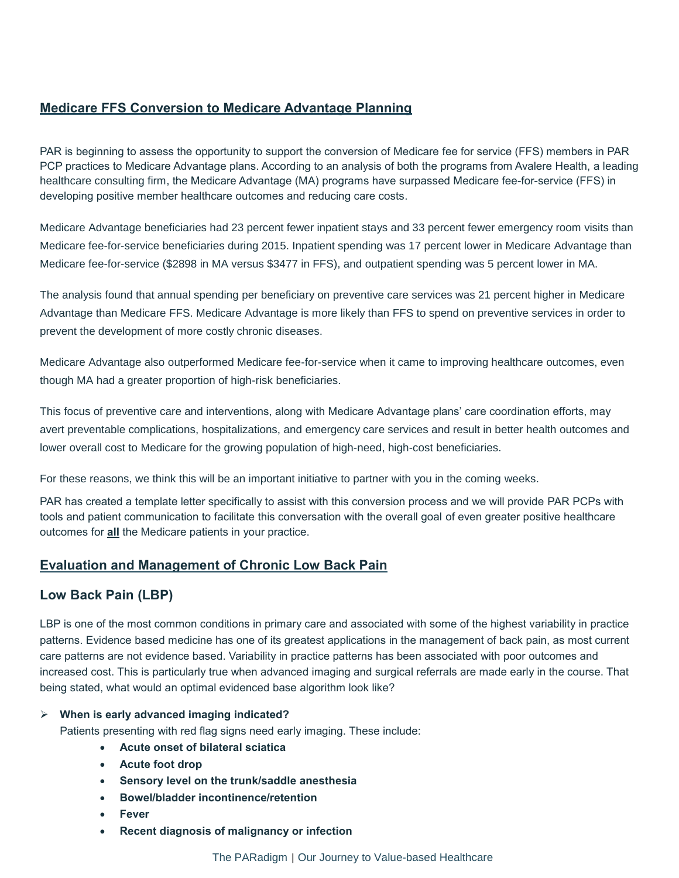## **Medicare FFS Conversion to Medicare Advantage Planning**

PAR is beginning to assess the opportunity to support the conversion of Medicare fee for service (FFS) members in PAR PCP practices to Medicare Advantage plans. According to an analysis of both the programs from Avalere Health, a leading healthcare consulting firm, the Medicare Advantage (MA) programs have surpassed Medicare fee-for-service (FFS) in developing positive member healthcare outcomes and reducing care costs.

Medicare Advantage beneficiaries had 23 percent fewer inpatient stays and 33 percent fewer emergency room visits than Medicare fee-for-service beneficiaries during 2015. Inpatient spending was 17 percent lower in Medicare Advantage than Medicare fee-for-service ($2898 in MA versus $3477 in FFS), and outpatient spending was 5 percent lower in MA.

The analysis found that annual spending per beneficiary on preventive care services was 21 percent higher in Medicare Advantage than Medicare FFS. Medicare Advantage is more likely than FFS to spend on preventive services in order to prevent the development of more costly chronic diseases.

Medicare Advantage also outperformed Medicare fee-for-service when it came to improving healthcare outcomes, even though MA had a greater proportion of high-risk beneficiaries.

This focus of preventive care and interventions, along with Medicare Advantage plans' care coordination efforts, may avert preventable complications, hospitalizations, and emergency care services and result in better health outcomes and lower overall cost to Medicare for the growing population of high-need, high-cost beneficiaries.

For these reasons, we think this will be an important initiative to partner with you in the coming weeks.

PAR has created a template letter specifically to assist with this conversion process and we will provide PAR PCPs with tools and patient communication to facilitate this conversation with the overall goal of even greater positive healthcare outcomes for **all** the Medicare patients in your practice.

## **Evaluation and Management of Chronic Low Back Pain**

### Low Back Pain (LBP)

LBP is one of the most common conditions in primary care and associated with some of the highest variability in practice patterns. Evidence based medicine has one of its greatest applications in the management of back pain, as most current care patterns are not evidence based. Variability in practice patterns has been associated with poor outcomes and increased cost. This is particularly true when advanced imaging and surgical referrals are made early in the course. That being stated, what would an optimal evidenced base algorithm look like?

- **When is early advanced imaging indicated?**
  Patients presenting with red flag signs need early imaging. These include:
  - **Acute onset of bilateral sciatica**
  - **Acute foot drop**
  - **Sensory level on the trunk/saddle anesthesia**
  - **Bowel/bladder incontinence/retention**
  - **Fever**
  - **Recent diagnosis of malignancy or infection**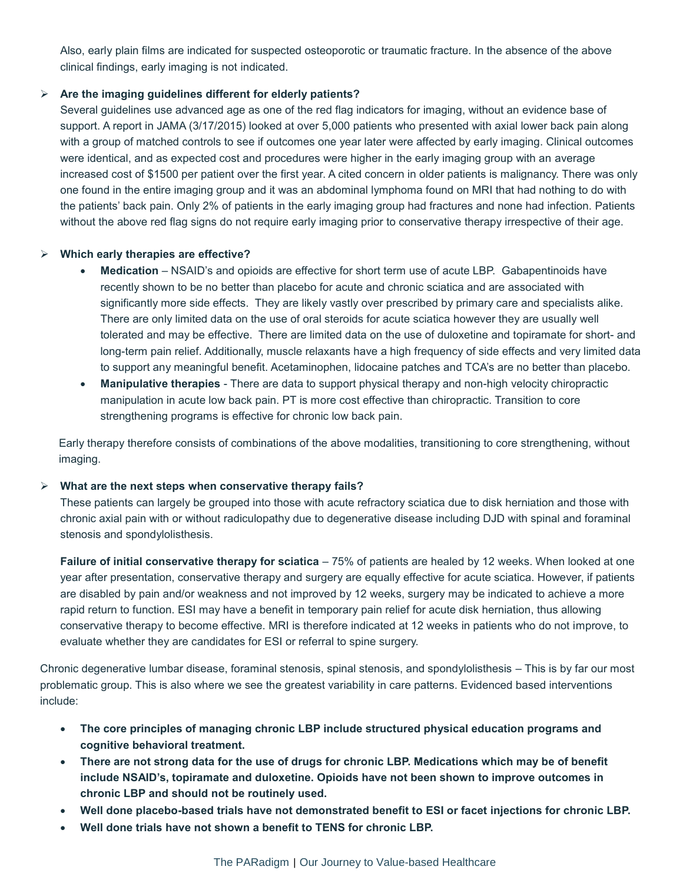Also, early plain films are indicated for suspected osteoporotic or traumatic fracture. In the absence of the above clinical findings, early imaging is not indicated.

- **Are the imaging guidelines different for elderly patients?**

  Several guidelines use advanced age as one of the red flag indicators for imaging, without an evidence base of support. A report in JAMA (3/17/2015) looked at over 5,000 patients who presented with axial lower back pain along with a group of matched controls to see if outcomes one year later were affected by early imaging. Clinical outcomes were identical, and as expected cost and procedures were higher in the early imaging group with an average increased cost of $1500 per patient over the first year. A cited concern in older patients is malignancy. There was only one found in the entire imaging group and it was an abdominal lymphoma found on MRI that had nothing to do with the patients' back pain. Only 2% of patients in the early imaging group had fractures and none had infection. Patients without the above red flag signs do not require early imaging prior to conservative therapy irrespective of their age.

- **Which early therapies are effective?**
  - **Medication** – NSAID's and opioids are effective for short term use of acute LBP. Gabapentinoids have recently shown to be no better than placebo for acute and chronic sciatica and are associated with significantly more side effects. They are likely vastly over prescribed by primary care and specialists alike. There are only limited data on the use of oral steroids for acute sciatica however they are usually well tolerated and may be effective. There are limited data on the use of duloxetine and topiramate for short- and long-term pain relief. Additionally, muscle relaxants have a high frequency of side effects and very limited data to support any meaningful benefit. Acetaminophen, lidocaine patches and TCA's are no better than placebo.
  - **Manipulative therapies** - There are data to support physical therapy and non-high velocity chiropractic manipulation in acute low back pain. PT is more cost effective than chiropractic. Transition to core strengthening programs is effective for chronic low back pain.

  Early therapy therefore consists of combinations of the above modalities, transitioning to core strengthening, without imaging.

- **What are the next steps when conservative therapy fails?**

  These patients can largely be grouped into those with acute refractory sciatica due to disk herniation and those with chronic axial pain with or without radiculopathy due to degenerative disease including DJD with spinal and foraminal stenosis and spondylolisthesis.

  **Failure of initial conservative therapy for sciatica** – 75% of patients are healed by 12 weeks. When looked at one year after presentation, conservative therapy and surgery are equally effective for acute sciatica. However, if patients are disabled by pain and/or weakness and not improved by 12 weeks, surgery may be indicated to achieve a more rapid return to function. ESI may have a benefit in temporary pain relief for acute disk herniation, thus allowing conservative therapy to become effective. MRI is therefore indicated at 12 weeks in patients who do not improve, to evaluate whether they are candidates for ESI or referral to spine surgery.

Chronic degenerative lumbar disease, foraminal stenosis, spinal stenosis, and spondylolisthesis – This is by far our most problematic group. This is also where we see the greatest variability in care patterns. Evidenced based interventions include:

- **The core principles of managing chronic LBP include structured physical education programs and cognitive behavioral treatment.**
- **There are not strong data for the use of drugs for chronic LBP. Medications which may be of benefit include NSAID's, topiramate and duloxetine. Opioids have not been shown to improve outcomes in chronic LBP and should not be routinely used.**
- **Well done placebo-based trials have not demonstrated benefit to ESI or facet injections for chronic LBP.**
- **Well done trials have not shown a benefit to TENS for chronic LBP.**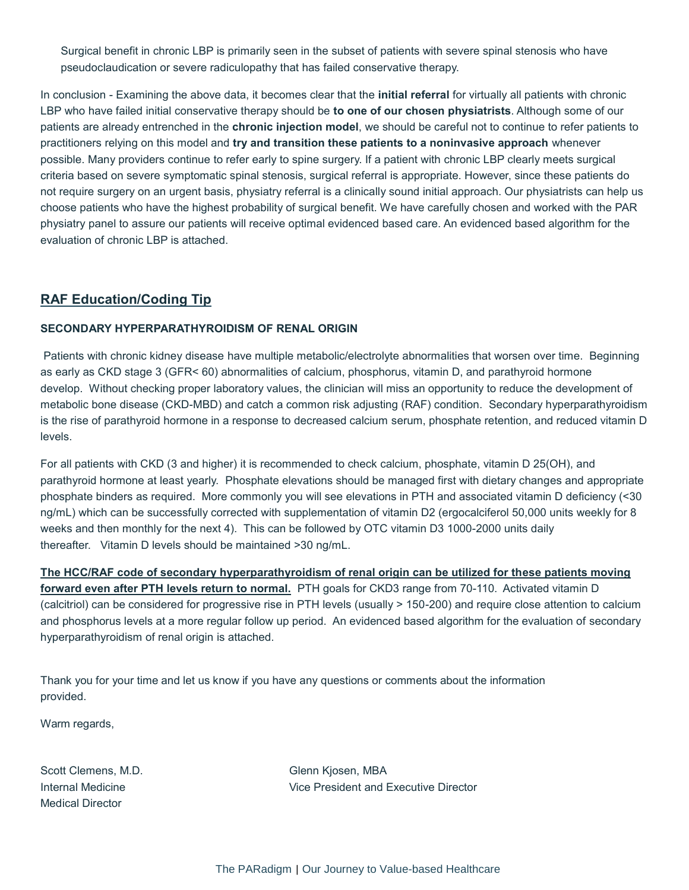Surgical benefit in chronic LBP is primarily seen in the subset of patients with severe spinal stenosis who have pseudoclaudication or severe radiculopathy that has failed conservative therapy.

In conclusion - Examining the above data, it becomes clear that the **initial referral** for virtually all patients with chronic LBP who have failed initial conservative therapy should be **to one of our chosen physiatrists**. Although some of our patients are already entrenched in the **chronic injection model**, we should be careful not to continue to refer patients to practitioners relying on this model and **try and transition these patients to a noninvasive approach** whenever possible. Many providers continue to refer early to spine surgery. If a patient with chronic LBP clearly meets surgical criteria based on severe symptomatic spinal stenosis, surgical referral is appropriate. However, since these patients do not require surgery on an urgent basis, physiatry referral is a clinically sound initial approach. Our physiatrists can help us choose patients who have the highest probability of surgical benefit. We have carefully chosen and worked with the PAR physiatry panel to assure our patients will receive optimal evidenced based care. An evidenced based algorithm for the evaluation of chronic LBP is attached.

## RAF Education/Coding Tip

### SECONDARY HYPERPARATHYROIDISM OF RENAL ORIGIN

Patients with chronic kidney disease have multiple metabolic/electrolyte abnormalities that worsen over time. Beginning as early as CKD stage 3 (GFR< 60) abnormalities of calcium, phosphorus, vitamin D, and parathyroid hormone develop. Without checking proper laboratory values, the clinician will miss an opportunity to reduce the development of metabolic bone disease (CKD-MBD) and catch a common risk adjusting (RAF) condition. Secondary hyperparathyroidism is the rise of parathyroid hormone in a response to decreased calcium serum, phosphate retention, and reduced vitamin D levels.

For all patients with CKD (3 and higher) it is recommended to check calcium, phosphate, vitamin D 25(OH), and parathyroid hormone at least yearly. Phosphate elevations should be managed first with dietary changes and appropriate phosphate binders as required. More commonly you will see elevations in PTH and associated vitamin D deficiency (<30 ng/mL) which can be successfully corrected with supplementation of vitamin D2 (ergocalciferol 50,000 units weekly for 8 weeks and then monthly for the next 4). This can be followed by OTC vitamin D3 1000-2000 units daily thereafter. Vitamin D levels should be maintained >30 ng/mL.

**The HCC/RAF code of secondary hyperparathyroidism of renal origin can be utilized for these patients moving forward even after PTH levels return to normal.** PTH goals for CKD3 range from 70-110. Activated vitamin D (calcitriol) can be considered for progressive rise in PTH levels (usually > 150-200) and require close attention to calcium and phosphorus levels at a more regular follow up period. An evidenced based algorithm for the evaluation of secondary hyperparathyroidism of renal origin is attached.

Thank you for your time and let us know if you have any questions or comments about the information provided.

Warm regards,

Scott Clemens, M.D.
Internal Medicine
Medical Director

Glenn Kjosen, MBA
Vice President and Executive Director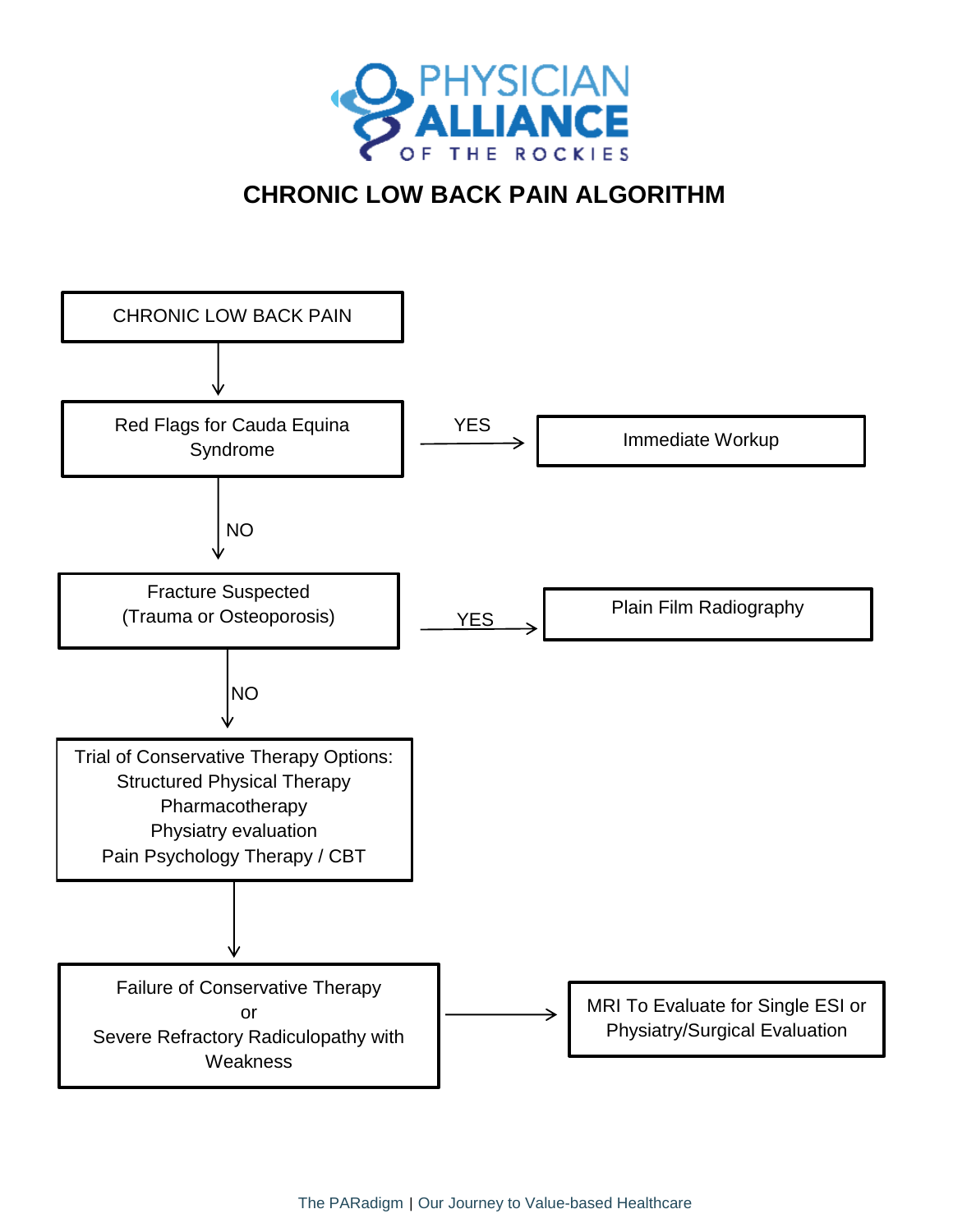# CHRONIC LOW BACK PAIN ALGORITHM

CHRONIC LOW BACK PAIN

↓

Red Flags for Cauda Equina Syndrome → YES → Immediate Workup

↓ NO

Fracture Suspected (Trauma or Osteoporosis) → YES → Plain Film Radiography

↓ NO

Trial of Conservative Therapy Options:
- Structured Physical Therapy
- Pharmacotherapy
- Physiatry evaluation
- Pain Psychology Therapy / CBT

↓

Failure of Conservative Therapy or Severe Refractory Radiculopathy with Weakness → MRI To Evaluate for Single ESI or Physiatry/Surgical Evaluation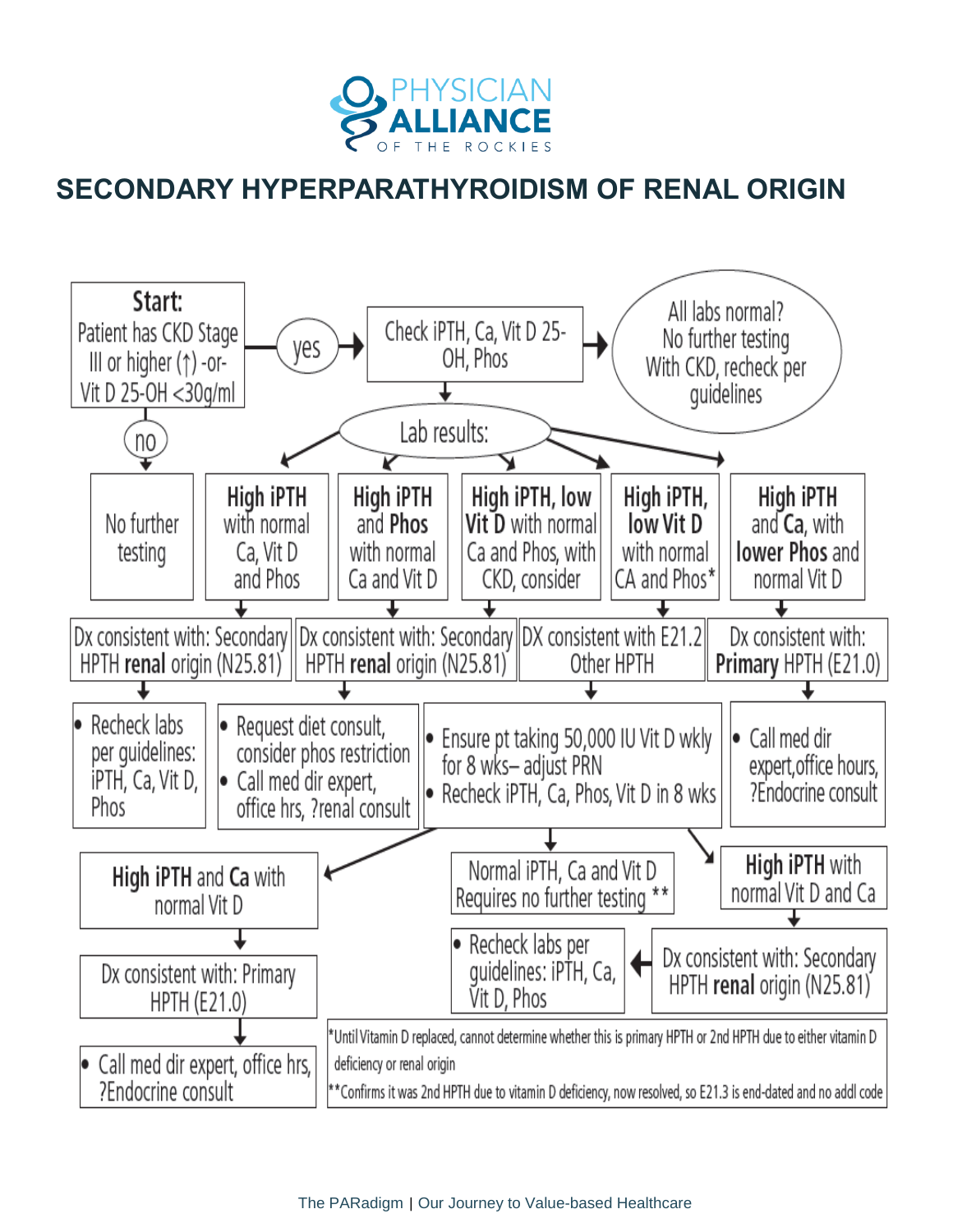PHYSICIAN ALLIANCE OF THE ROCKIES

# SECONDARY HYPERPARATHYROIDISM OF RENAL ORIGIN

**Start:** Patient has CKD Stage III or higher (↑) -or- Vit D 25-OH <30g/ml

- **no** → No further testing
- **yes** → Check iPTH, Ca, Vit D 25-OH, Phos → All labs normal? No further testing With CKD, recheck per guidelines

**Lab results:**

- **High iPTH** with normal Ca, Vit D and Phos → Dx consistent with: Secondary HPTH **renal** origin (N25.81) → Recheck labs per guidelines: iPTH, Ca, Vit D, Phos
- **High iPTH** and **Phos** with normal Ca and Vit D → Dx consistent with: Secondary HPTH **renal** origin (N25.81) → Request diet consult, consider phos restriction; Call med dir expert, office hrs, ?renal consult
- **High iPTH, low Vit D** with normal Ca and Phos, with CKD, consider → Dx consistent with E21.2 Other HPTH
- **High iPTH, low Vit D** with normal CA and Phos* → Dx consistent with E21.2 Other HPTH
  - Ensure pt taking 50,000 IU Vit D wkly for 8 wks– adjust PRN
  - Recheck iPTH, Ca, Phos, Vit D in 8 wks
  - → **High iPTH** and **Ca** with normal Vit D → Dx consistent with: Primary HPTH (E21.0) → Call med dir expert, office hrs, ?Endocrine consult
  - → Normal iPTH, Ca and Vit D Requires no further testing **
  - → **High iPTH** with normal Vit D and Ca → Dx consistent with: Secondary HPTH **renal** origin (N25.81) → Recheck labs per guidelines: iPTH, Ca, Vit D, Phos
- **High iPTH** and **Ca**, with **lower Phos** and normal Vit D → Dx consistent with: **Primary** HPTH (E21.0) → Call med dir expert, office hours, ?Endocrine consult

*Until Vitamin D replaced, cannot determine whether this is primary HPTH or 2nd HPTH due to either vitamin D deficiency or renal origin

**Confirms it was 2nd HPTH due to vitamin D deficiency, now resolved, so E21.3 is end-dated and no addl code

The PARadigm | Our Journey to Value-based Healthcare